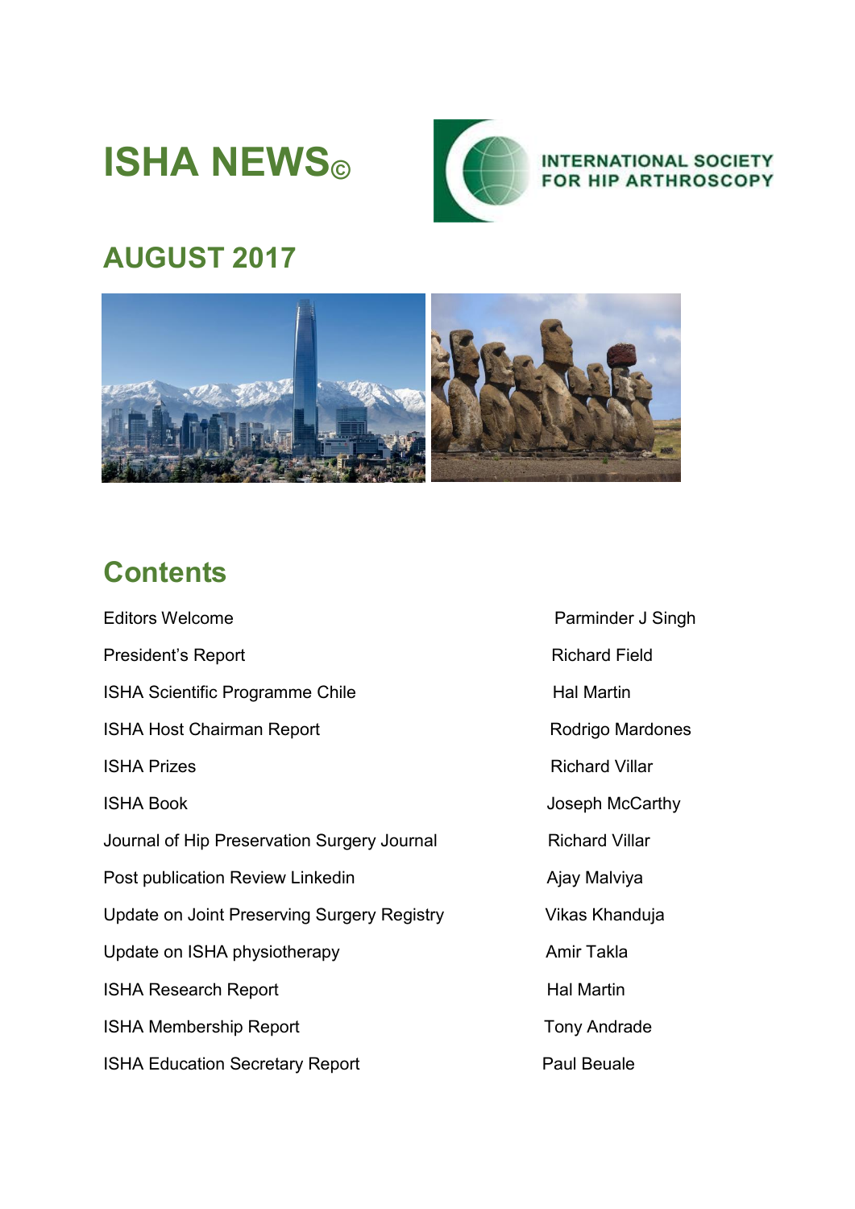# ISHA NEWS©

INTERNATIONAL SOCIETY FOR HIP ARTHROSCOPY

## AUGUST 2017

## Contents

| | |
|---|---|
| Editors Welcome | Parminder J Singh |
| President's Report | Richard Field |
| ISHA Scientific Programme Chile | Hal Martin |
| ISHA Host Chairman Report | Rodrigo Mardones |
| ISHA Prizes | Richard Villar |
| ISHA Book | Joseph McCarthy |
| Journal of Hip Preservation Surgery Journal | Richard Villar |
| Post publication Review Linkedin | Ajay Malviya |
| Update on Joint Preserving Surgery Registry | Vikas Khanduja |
| Update on ISHA physiotherapy | Amir Takla |
| ISHA Research Report | Hal Martin |
| ISHA Membership Report | Tony Andrade |
| ISHA Education Secretary Report | Paul Beuale |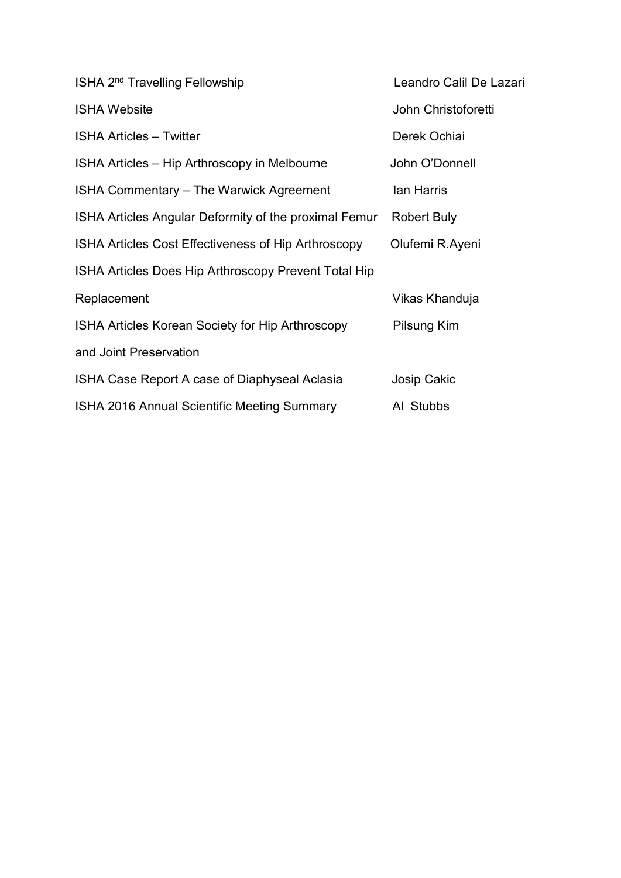| | |
|---|---|
| ISHA 2nd Travelling Fellowship | Leandro Calil De Lazari |
| ISHA Website | John Christoforetti |
| ISHA Articles – Twitter | Derek Ochiai |
| ISHA Articles – Hip Arthroscopy in Melbourne | John O'Donnell |
| ISHA Commentary – The Warwick Agreement | Ian Harris |
| ISHA Articles Angular Deformity of the proximal Femur | Robert Buly |
| ISHA Articles Cost Effectiveness of Hip Arthroscopy | Olufemi R.Ayeni |
| ISHA Articles Does Hip Arthroscopy Prevent Total Hip Replacement | Vikas Khanduja |
| ISHA Articles Korean Society for Hip Arthroscopy and Joint Preservation | Pilsung Kim |
| ISHA Case Report A case of Diaphyseal Aclasia | Josip Cakic |
| ISHA 2016 Annual Scientific Meeting Summary | Al Stubbs |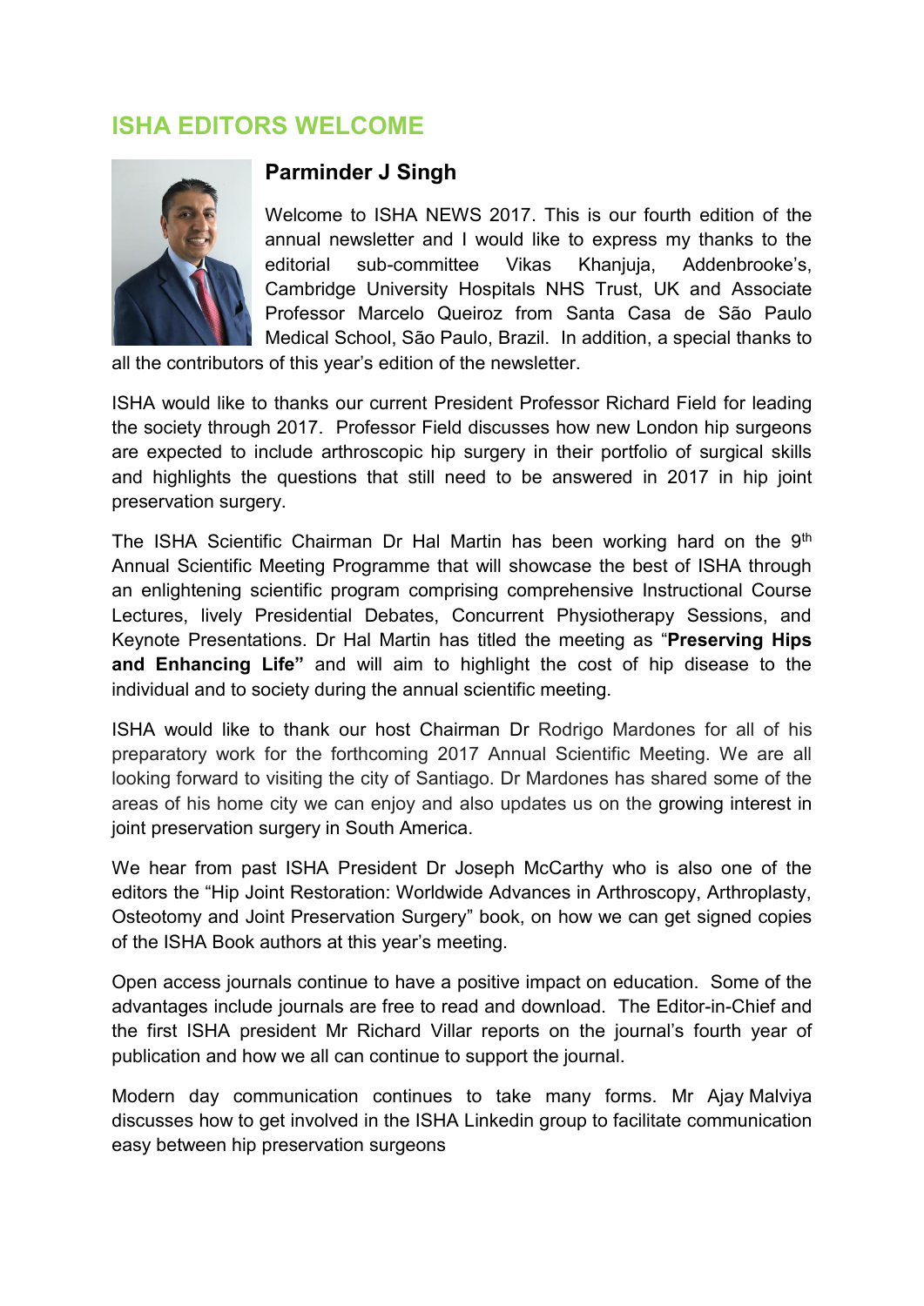## ISHA EDITORS WELCOME

### Parminder J Singh

Welcome to ISHA NEWS 2017. This is our fourth edition of the annual newsletter and I would like to express my thanks to the editorial sub-committee Vikas Khanjuja, Addenbrooke's, Cambridge University Hospitals NHS Trust, UK and Associate Professor Marcelo Queiroz from Santa Casa de São Paulo Medical School, São Paulo, Brazil. In addition, a special thanks to all the contributors of this year's edition of the newsletter.

ISHA would like to thanks our current President Professor Richard Field for leading the society through 2017. Professor Field discusses how new London hip surgeons are expected to include arthroscopic hip surgery in their portfolio of surgical skills and highlights the questions that still need to be answered in 2017 in hip joint preservation surgery.

The ISHA Scientific Chairman Dr Hal Martin has been working hard on the 9th Annual Scientific Meeting Programme that will showcase the best of ISHA through an enlightening scientific program comprising comprehensive Instructional Course Lectures, lively Presidential Debates, Concurrent Physiotherapy Sessions, and Keynote Presentations. Dr Hal Martin has titled the meeting as "**Preserving Hips and Enhancing Life"** and will aim to highlight the cost of hip disease to the individual and to society during the annual scientific meeting.

ISHA would like to thank our host Chairman Dr Rodrigo Mardones for all of his preparatory work for the forthcoming 2017 Annual Scientific Meeting. We are all looking forward to visiting the city of Santiago. Dr Mardones has shared some of the areas of his home city we can enjoy and also updates us on the growing interest in joint preservation surgery in South America.

We hear from past ISHA President Dr Joseph McCarthy who is also one of the editors the "Hip Joint Restoration: Worldwide Advances in Arthroscopy, Arthroplasty, Osteotomy and Joint Preservation Surgery" book, on how we can get signed copies of the ISHA Book authors at this year's meeting.

Open access journals continue to have a positive impact on education. Some of the advantages include journals are free to read and download. The Editor-in-Chief and the first ISHA president Mr Richard Villar reports on the journal's fourth year of publication and how we all can continue to support the journal.

Modern day communication continues to take many forms. Mr Ajay Malviya discusses how to get involved in the ISHA Linkedin group to facilitate communication easy between hip preservation surgeons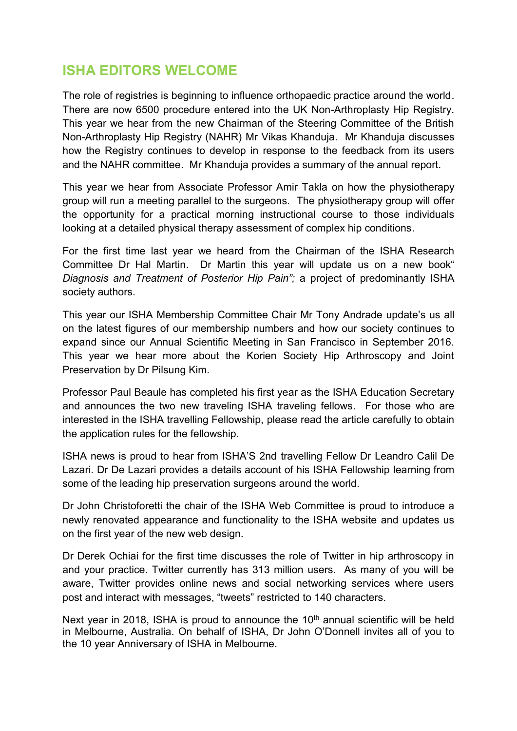# ISHA EDITORS WELCOME

The role of registries is beginning to influence orthopaedic practice around the world. There are now 6500 procedure entered into the UK Non-Arthroplasty Hip Registry. This year we hear from the new Chairman of the Steering Committee of the British Non-Arthroplasty Hip Registry (NAHR) Mr Vikas Khanduja. Mr Khanduja discusses how the Registry continues to develop in response to the feedback from its users and the NAHR committee. Mr Khanduja provides a summary of the annual report.

This year we hear from Associate Professor Amir Takla on how the physiotherapy group will run a meeting parallel to the surgeons. The physiotherapy group will offer the opportunity for a practical morning instructional course to those individuals looking at a detailed physical therapy assessment of complex hip conditions.

For the first time last year we heard from the Chairman of the ISHA Research Committee Dr Hal Martin. Dr Martin this year will update us on a new book" *Diagnosis and Treatment of Posterior Hip Pain";* a project of predominantly ISHA society authors.

This year our ISHA Membership Committee Chair Mr Tony Andrade update's us all on the latest figures of our membership numbers and how our society continues to expand since our Annual Scientific Meeting in San Francisco in September 2016. This year we hear more about the Korien Society Hip Arthroscopy and Joint Preservation by Dr Pilsung Kim.

Professor Paul Beaule has completed his first year as the ISHA Education Secretary and announces the two new traveling ISHA traveling fellows. For those who are interested in the ISHA travelling Fellowship, please read the article carefully to obtain the application rules for the fellowship.

ISHA news is proud to hear from ISHA'S 2nd travelling Fellow Dr Leandro Calil De Lazari. Dr De Lazari provides a details account of his ISHA Fellowship learning from some of the leading hip preservation surgeons around the world.

Dr John Christoforetti the chair of the ISHA Web Committee is proud to introduce a newly renovated appearance and functionality to the ISHA website and updates us on the first year of the new web design.

Dr Derek Ochiai for the first time discusses the role of Twitter in hip arthroscopy in and your practice. Twitter currently has 313 million users. As many of you will be aware, Twitter provides online news and social networking services where users post and interact with messages, "tweets" restricted to 140 characters.

Next year in 2018, ISHA is proud to announce the 10th annual scientific will be held in Melbourne, Australia. On behalf of ISHA, Dr John O'Donnell invites all of you to the 10 year Anniversary of ISHA in Melbourne.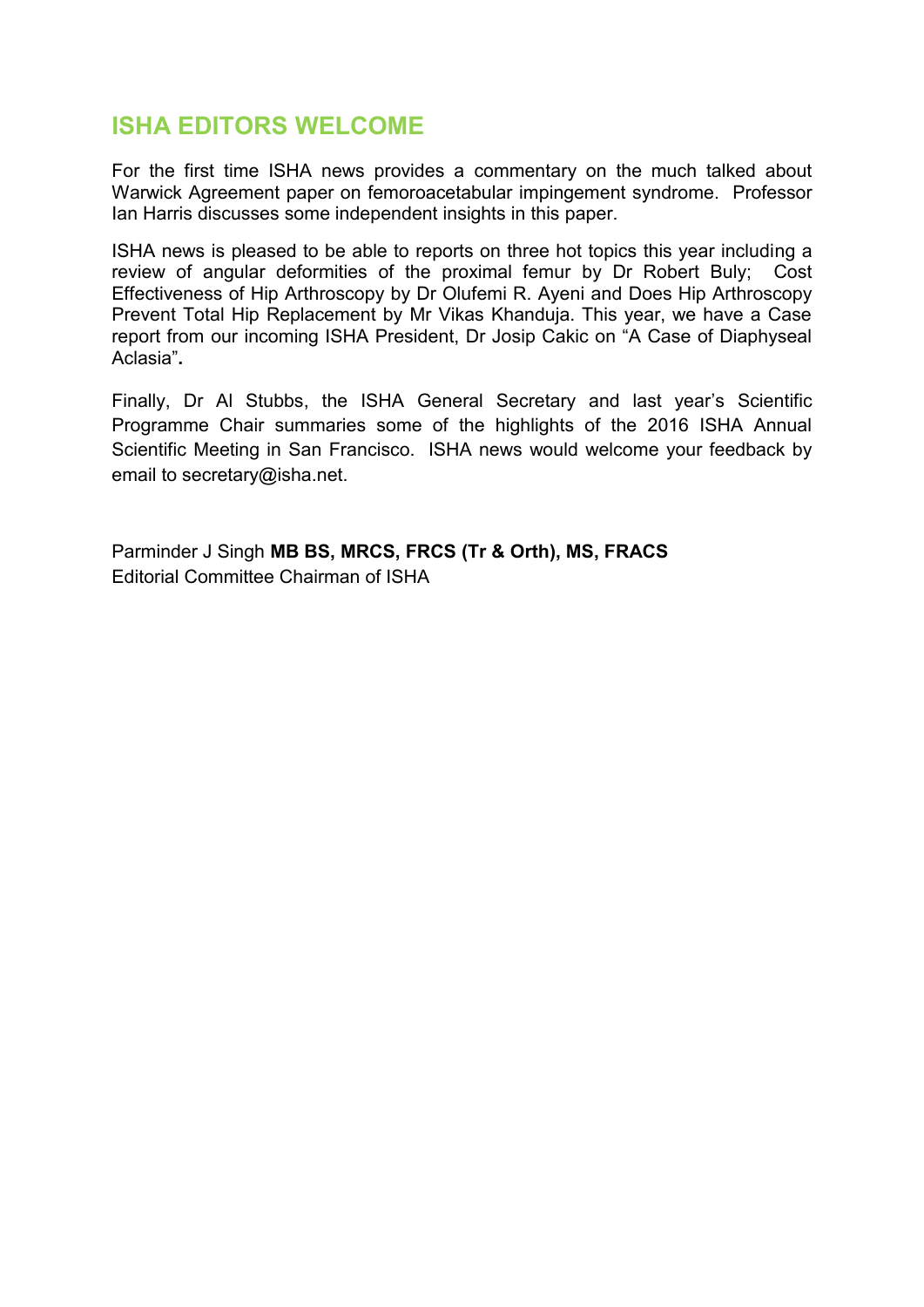## ISHA EDITORS WELCOME

For the first time ISHA news provides a commentary on the much talked about Warwick Agreement paper on femoroacetabular impingement syndrome. Professor Ian Harris discusses some independent insights in this paper.

ISHA news is pleased to be able to reports on three hot topics this year including a review of angular deformities of the proximal femur by Dr Robert Buly; Cost Effectiveness of Hip Arthroscopy by Dr Olufemi R. Ayeni and Does Hip Arthroscopy Prevent Total Hip Replacement by Mr Vikas Khanduja. This year, we have a Case report from our incoming ISHA President, Dr Josip Cakic on "A Case of Diaphyseal Aclasia"**.**

Finally, Dr Al Stubbs, the ISHA General Secretary and last year's Scientific Programme Chair summaries some of the highlights of the 2016 ISHA Annual Scientific Meeting in San Francisco. ISHA news would welcome your feedback by email to secretary@isha.net.

Parminder J Singh **MB BS, MRCS, FRCS (Tr & Orth), MS, FRACS**
Editorial Committee Chairman of ISHA